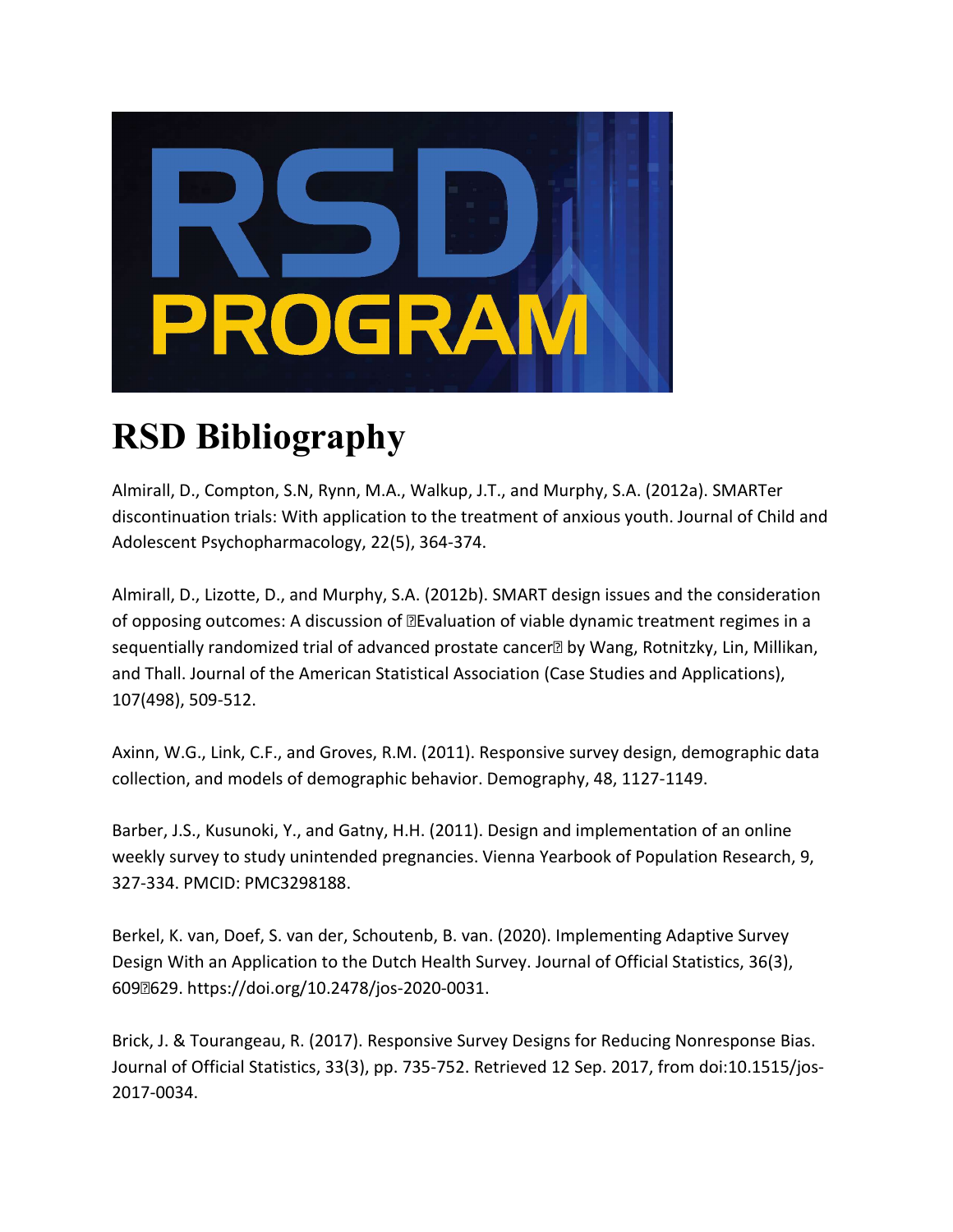# RSD Bibliography

Almirall, D., Compton, S.N, Rynn, M.A., Walkup, J.T., and Murphy, S.A. (2012a). SMARTer discontinuation trials: With application to the treatment of anxious youth. Journal of Child and Adolescent Psychopharmacology, 22(5), 364-374.

Almirall, D., Lizotte, D., and Murphy, S.A. (2012b). SMART design issues and the consideration of opposing outcomes: A discussion of Evaluation of viable dynamic treatment regimes in a sequentially randomized trial of advanced prostate cancer by Wang, Rotnitzky, Lin, Millikan, and Thall. Journal of the American Statistical Association (Case Studies and Applications), 107(498), 509-512.

Axinn, W.G., Link, C.F., and Groves, R.M. (2011). Responsive survey design, demographic data collection, and models of demographic behavior. Demography, 48, 1127-1149.

Barber, J.S., Kusunoki, Y., and Gatny, H.H. (2011). Design and implementation of an online weekly survey to study unintended pregnancies. Vienna Yearbook of Population Research, 9, 327-334. PMCID: PMC3298188.

Berkel, K. van, Doef, S. van der, Schoutenb, B. van. (2020). Implementing Adaptive Survey Design With an Application to the Dutch Health Survey. Journal of Official Statistics, 36(3), 609629. https://doi.org/10.2478/jos-2020-0031.

Brick, J. & Tourangeau, R. (2017). Responsive Survey Designs for Reducing Nonresponse Bias. Journal of Official Statistics, 33(3), pp. 735-752. Retrieved 12 Sep. 2017, from doi:10.1515/jos-2017-0034.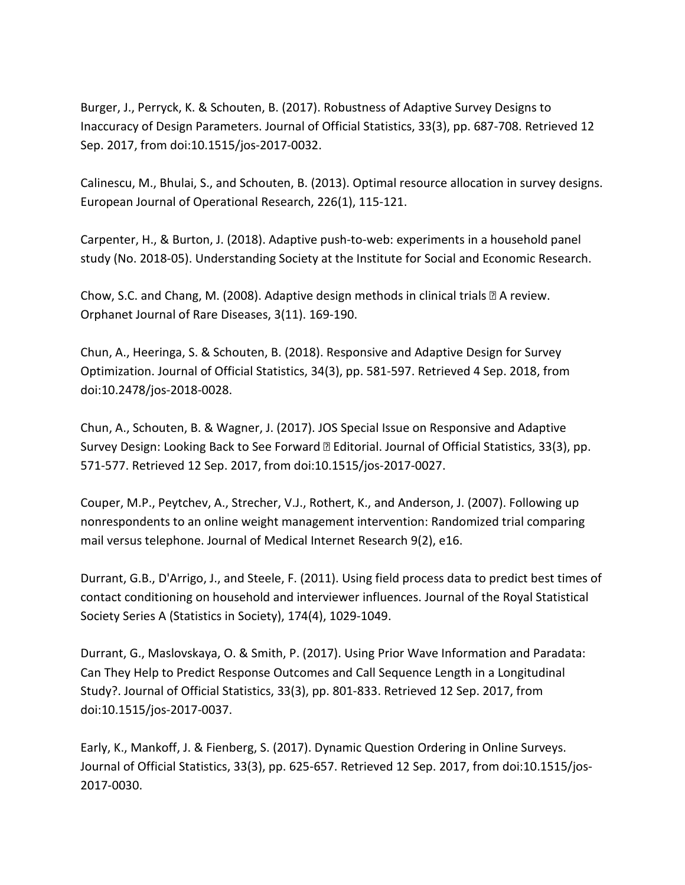Burger, J., Perryck, K. & Schouten, B. (2017). Robustness of Adaptive Survey Designs to Inaccuracy of Design Parameters. Journal of Official Statistics, 33(3), pp. 687-708. Retrieved 12 Sep. 2017, from doi:10.1515/jos-2017-0032.

Calinescu, M., Bhulai, S., and Schouten, B. (2013). Optimal resource allocation in survey designs. European Journal of Operational Research, 226(1), 115-121.

Carpenter, H., & Burton, J. (2018). Adaptive push-to-web: experiments in a household panel study (No. 2018-05). Understanding Society at the Institute for Social and Economic Research.

Chow, S.C. and Chang, M. (2008). Adaptive design methods in clinical trials ? A review. Orphanet Journal of Rare Diseases, 3(11). 169-190.

Chun, A., Heeringa, S. & Schouten, B. (2018). Responsive and Adaptive Design for Survey Optimization. Journal of Official Statistics, 34(3), pp. 581-597. Retrieved 4 Sep. 2018, from doi:10.2478/jos-2018-0028.

Chun, A., Schouten, B. & Wagner, J. (2017). JOS Special Issue on Responsive and Adaptive Survey Design: Looking Back to See Forward ? Editorial. Journal of Official Statistics, 33(3), pp. 571-577. Retrieved 12 Sep. 2017, from doi:10.1515/jos-2017-0027.

Couper, M.P., Peytchev, A., Strecher, V.J., Rothert, K., and Anderson, J. (2007). Following up nonrespondents to an online weight management intervention: Randomized trial comparing mail versus telephone. Journal of Medical Internet Research 9(2), e16.

Durrant, G.B., D'Arrigo, J., and Steele, F. (2011). Using field process data to predict best times of contact conditioning on household and interviewer influences. Journal of the Royal Statistical Society Series A (Statistics in Society), 174(4), 1029-1049.

Durrant, G., Maslovskaya, O. & Smith, P. (2017). Using Prior Wave Information and Paradata: Can They Help to Predict Response Outcomes and Call Sequence Length in a Longitudinal Study?. Journal of Official Statistics, 33(3), pp. 801-833. Retrieved 12 Sep. 2017, from doi:10.1515/jos-2017-0037.

Early, K., Mankoff, J. & Fienberg, S. (2017). Dynamic Question Ordering in Online Surveys. Journal of Official Statistics, 33(3), pp. 625-657. Retrieved 12 Sep. 2017, from doi:10.1515/jos-2017-0030.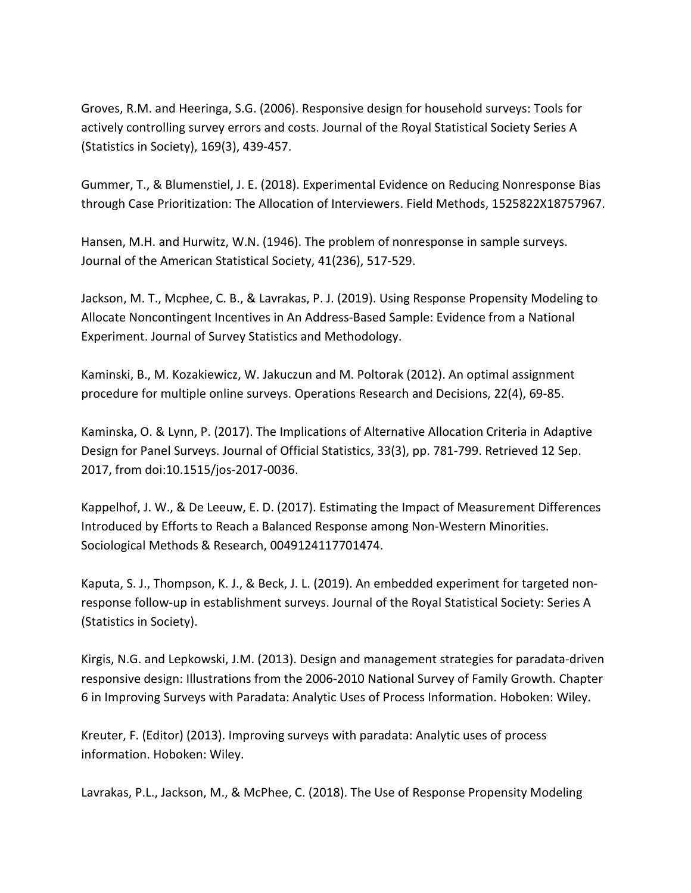Groves, R.M. and Heeringa, S.G. (2006). Responsive design for household surveys: Tools for actively controlling survey errors and costs. Journal of the Royal Statistical Society Series A (Statistics in Society), 169(3), 439-457.

Gummer, T., & Blumenstiel, J. E. (2018). Experimental Evidence on Reducing Nonresponse Bias through Case Prioritization: The Allocation of Interviewers. Field Methods, 1525822X18757967.

Hansen, M.H. and Hurwitz, W.N. (1946). The problem of nonresponse in sample surveys. Journal of the American Statistical Society, 41(236), 517-529.

Jackson, M. T., Mcphee, C. B., & Lavrakas, P. J. (2019). Using Response Propensity Modeling to Allocate Noncontingent Incentives in An Address-Based Sample: Evidence from a National Experiment. Journal of Survey Statistics and Methodology.

Kaminski, B., M. Kozakiewicz, W. Jakuczun and M. Poltorak (2012). An optimal assignment procedure for multiple online surveys. Operations Research and Decisions, 22(4), 69-85.

Kaminska, O. & Lynn, P. (2017). The Implications of Alternative Allocation Criteria in Adaptive Design for Panel Surveys. Journal of Official Statistics, 33(3), pp. 781-799. Retrieved 12 Sep. 2017, from doi:10.1515/jos-2017-0036.

Kappelhof, J. W., & De Leeuw, E. D. (2017). Estimating the Impact of Measurement Differences Introduced by Efforts to Reach a Balanced Response among Non-Western Minorities. Sociological Methods & Research, 0049124117701474.

Kaputa, S. J., Thompson, K. J., & Beck, J. L. (2019). An embedded experiment for targeted non-response follow-up in establishment surveys. Journal of the Royal Statistical Society: Series A (Statistics in Society).

Kirgis, N.G. and Lepkowski, J.M. (2013). Design and management strategies for paradata-driven responsive design: Illustrations from the 2006-2010 National Survey of Family Growth. Chapter 6 in Improving Surveys with Paradata: Analytic Uses of Process Information. Hoboken: Wiley.

Kreuter, F. (Editor) (2013). Improving surveys with paradata: Analytic uses of process information. Hoboken: Wiley.

Lavrakas, P.L., Jackson, M., & McPhee, C. (2018). The Use of Response Propensity Modeling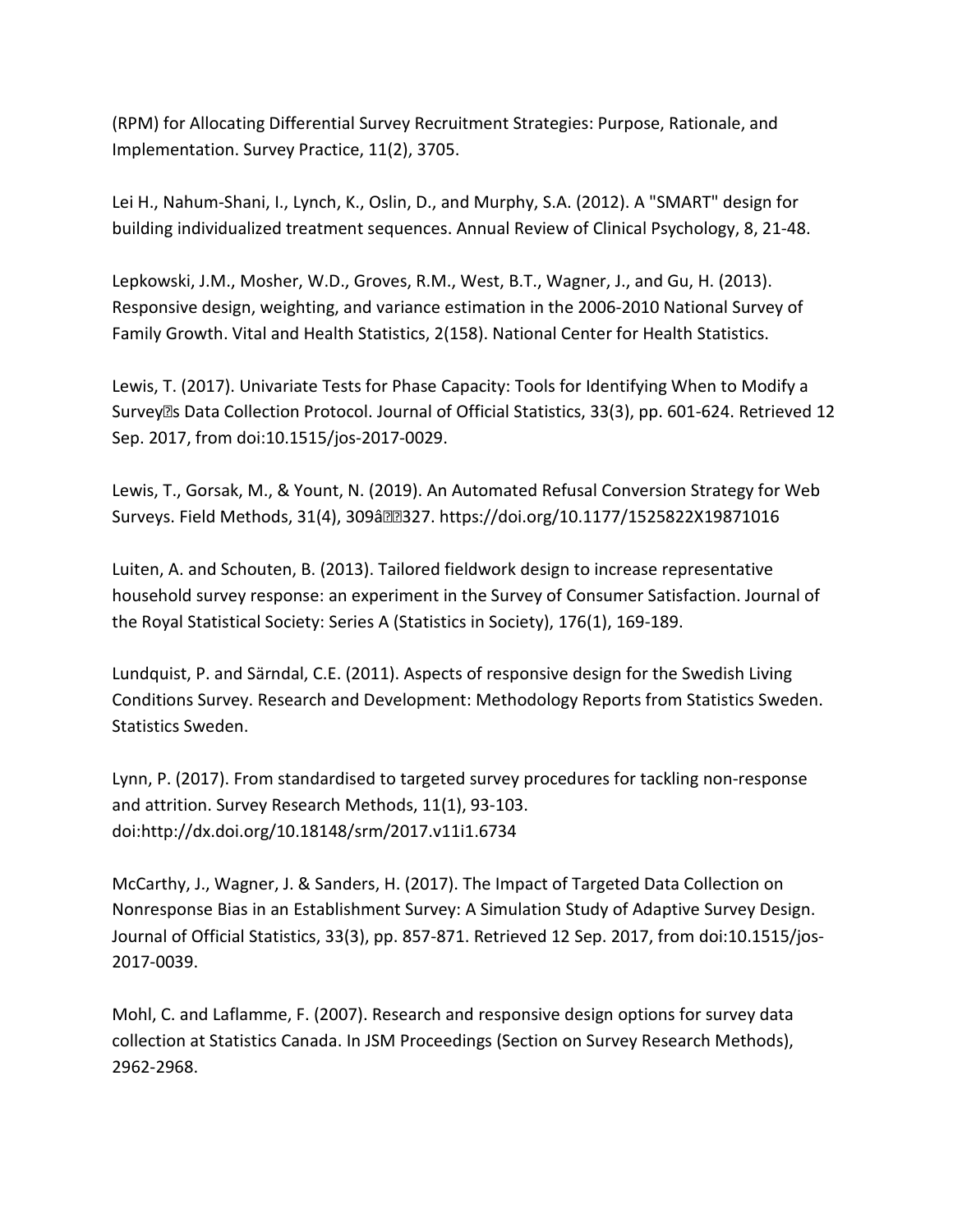(RPM) for Allocating Differential Survey Recruitment Strategies: Purpose, Rationale, and Implementation. Survey Practice, 11(2), 3705.

Lei H., Nahum-Shani, I., Lynch, K., Oslin, D., and Murphy, S.A. (2012). A "SMART" design for building individualized treatment sequences. Annual Review of Clinical Psychology, 8, 21-48.

Lepkowski, J.M., Mosher, W.D., Groves, R.M., West, B.T., Wagner, J., and Gu, H. (2013). Responsive design, weighting, and variance estimation in the 2006-2010 National Survey of Family Growth. Vital and Health Statistics, 2(158). National Center for Health Statistics.

Lewis, T. (2017). Univariate Tests for Phase Capacity: Tools for Identifying When to Modify a Survey�s Data Collection Protocol. Journal of Official Statistics, 33(3), pp. 601-624. Retrieved 12 Sep. 2017, from doi:10.1515/jos-2017-0029.

Lewis, T., Gorsak, M., & Yount, N. (2019). An Automated Refusal Conversion Strategy for Web Surveys. Field Methods, 31(4), 309â��327. https://doi.org/10.1177/1525822X19871016

Luiten, A. and Schouten, B. (2013). Tailored fieldwork design to increase representative household survey response: an experiment in the Survey of Consumer Satisfaction. Journal of the Royal Statistical Society: Series A (Statistics in Society), 176(1), 169-189.

Lundquist, P. and Särndal, C.E. (2011). Aspects of responsive design for the Swedish Living Conditions Survey. Research and Development: Methodology Reports from Statistics Sweden. Statistics Sweden.

Lynn, P. (2017). From standardised to targeted survey procedures for tackling non-response and attrition. Survey Research Methods, 11(1), 93-103. doi:http://dx.doi.org/10.18148/srm/2017.v11i1.6734

McCarthy, J., Wagner, J. & Sanders, H. (2017). The Impact of Targeted Data Collection on Nonresponse Bias in an Establishment Survey: A Simulation Study of Adaptive Survey Design. Journal of Official Statistics, 33(3), pp. 857-871. Retrieved 12 Sep. 2017, from doi:10.1515/jos-2017-0039.

Mohl, C. and Laflamme, F. (2007). Research and responsive design options for survey data collection at Statistics Canada. In JSM Proceedings (Section on Survey Research Methods), 2962-2968.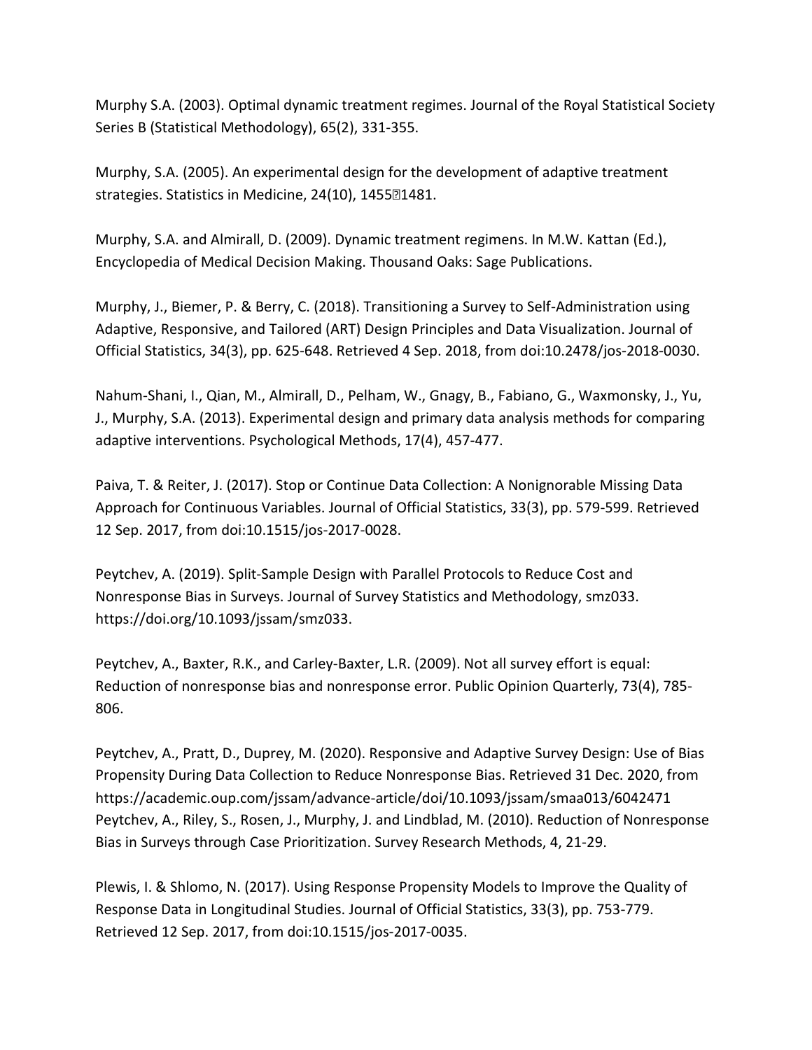Murphy S.A. (2003). Optimal dynamic treatment regimes. Journal of the Royal Statistical Society Series B (Statistical Methodology), 65(2), 331-355.

Murphy, S.A. (2005). An experimental design for the development of adaptive treatment strategies. Statistics in Medicine, 24(10), 1455�1481.

Murphy, S.A. and Almirall, D. (2009). Dynamic treatment regimens. In M.W. Kattan (Ed.), Encyclopedia of Medical Decision Making. Thousand Oaks: Sage Publications.

Murphy, J., Biemer, P. & Berry, C. (2018). Transitioning a Survey to Self-Administration using Adaptive, Responsive, and Tailored (ART) Design Principles and Data Visualization. Journal of Official Statistics, 34(3), pp. 625-648. Retrieved 4 Sep. 2018, from doi:10.2478/jos-2018-0030.

Nahum-Shani, I., Qian, M., Almirall, D., Pelham, W., Gnagy, B., Fabiano, G., Waxmonsky, J., Yu, J., Murphy, S.A. (2013). Experimental design and primary data analysis methods for comparing adaptive interventions. Psychological Methods, 17(4), 457-477.

Paiva, T. & Reiter, J. (2017). Stop or Continue Data Collection: A Nonignorable Missing Data Approach for Continuous Variables. Journal of Official Statistics, 33(3), pp. 579-599. Retrieved 12 Sep. 2017, from doi:10.1515/jos-2017-0028.

Peytchev, A. (2019). Split-Sample Design with Parallel Protocols to Reduce Cost and Nonresponse Bias in Surveys. Journal of Survey Statistics and Methodology, smz033. https://doi.org/10.1093/jssam/smz033.

Peytchev, A., Baxter, R.K., and Carley-Baxter, L.R. (2009). Not all survey effort is equal: Reduction of nonresponse bias and nonresponse error. Public Opinion Quarterly, 73(4), 785-806.

Peytchev, A., Pratt, D., Duprey, M. (2020). Responsive and Adaptive Survey Design: Use of Bias Propensity During Data Collection to Reduce Nonresponse Bias. Retrieved 31 Dec. 2020, from https://academic.oup.com/jssam/advance-article/doi/10.1093/jssam/smaa013/6042471
Peytchev, A., Riley, S., Rosen, J., Murphy, J. and Lindblad, M. (2010). Reduction of Nonresponse Bias in Surveys through Case Prioritization. Survey Research Methods, 4, 21-29.

Plewis, I. & Shlomo, N. (2017). Using Response Propensity Models to Improve the Quality of Response Data in Longitudinal Studies. Journal of Official Statistics, 33(3), pp. 753-779. Retrieved 12 Sep. 2017, from doi:10.1515/jos-2017-0035.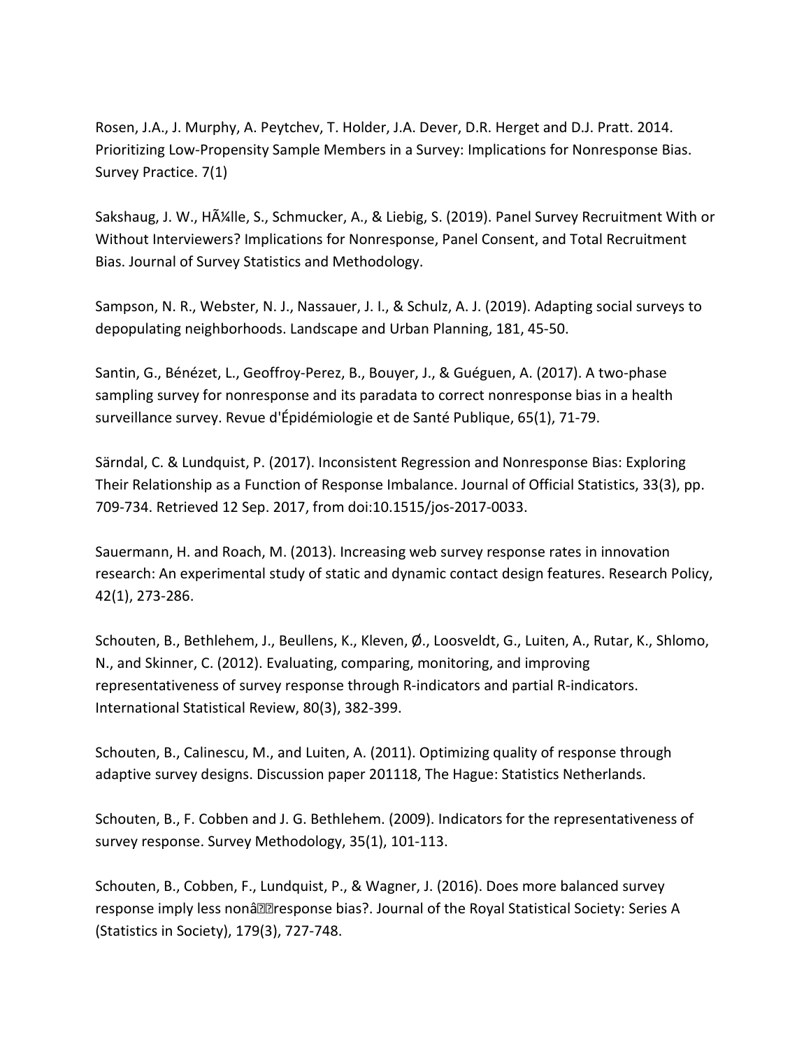Rosen, J.A., J. Murphy, A. Peytchev, T. Holder, J.A. Dever, D.R. Herget and D.J. Pratt. 2014. Prioritizing Low-Propensity Sample Members in a Survey: Implications for Nonresponse Bias. Survey Practice. 7(1)

Sakshaug, J. W., HÃ¼lle, S., Schmucker, A., & Liebig, S. (2019). Panel Survey Recruitment With or Without Interviewers? Implications for Nonresponse, Panel Consent, and Total Recruitment Bias. Journal of Survey Statistics and Methodology.

Sampson, N. R., Webster, N. J., Nassauer, J. I., & Schulz, A. J. (2019). Adapting social surveys to depopulating neighborhoods. Landscape and Urban Planning, 181, 45-50.

Santin, G., Bénézet, L., Geoffroy-Perez, B., Bouyer, J., & Guéguen, A. (2017). A two-phase sampling survey for nonresponse and its paradata to correct nonresponse bias in a health surveillance survey. Revue d'Épidémiologie et de Santé Publique, 65(1), 71-79.

Särndal, C. & Lundquist, P. (2017). Inconsistent Regression and Nonresponse Bias: Exploring Their Relationship as a Function of Response Imbalance. Journal of Official Statistics, 33(3), pp. 709-734. Retrieved 12 Sep. 2017, from doi:10.1515/jos-2017-0033.

Sauermann, H. and Roach, M. (2013). Increasing web survey response rates in innovation research: An experimental study of static and dynamic contact design features. Research Policy, 42(1), 273-286.

Schouten, B., Bethlehem, J., Beullens, K., Kleven, Ø., Loosveldt, G., Luiten, A., Rutar, K., Shlomo, N., and Skinner, C. (2012). Evaluating, comparing, monitoring, and improving representativeness of survey response through R-indicators and partial R-indicators. International Statistical Review, 80(3), 382-399.

Schouten, B., Calinescu, M., and Luiten, A. (2011). Optimizing quality of response through adaptive survey designs. Discussion paper 201118, The Hague: Statistics Netherlands.

Schouten, B., F. Cobben and J. G. Bethlehem. (2009). Indicators for the representativeness of survey response. Survey Methodology, 35(1), 101-113.

Schouten, B., Cobben, F., Lundquist, P., & Wagner, J. (2016). Does more balanced survey response imply less nonâresponse bias?. Journal of the Royal Statistical Society: Series A (Statistics in Society), 179(3), 727-748.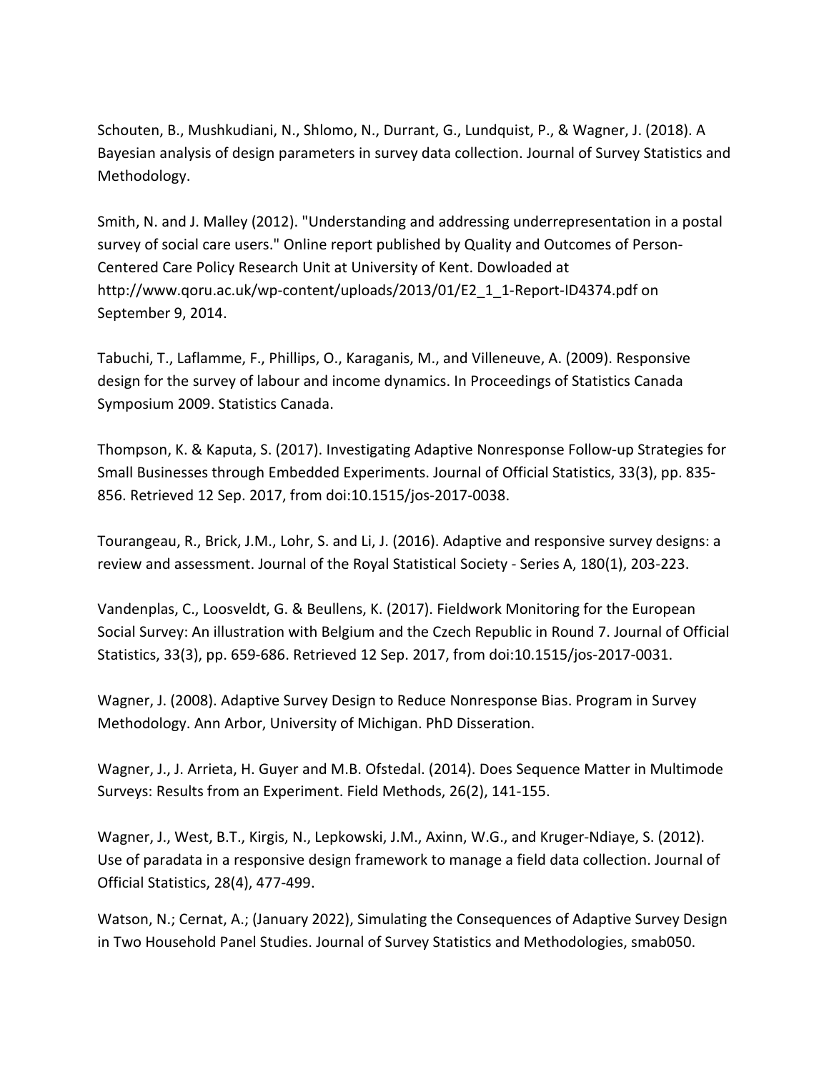Schouten, B., Mushkudiani, N., Shlomo, N., Durrant, G., Lundquist, P., & Wagner, J. (2018). A Bayesian analysis of design parameters in survey data collection. Journal of Survey Statistics and Methodology.

Smith, N. and J. Malley (2012). "Understanding and addressing underrepresentation in a postal survey of social care users." Online report published by Quality and Outcomes of Person-Centered Care Policy Research Unit at University of Kent. Dowloaded at http://www.qoru.ac.uk/wp-content/uploads/2013/01/E2_1_1-Report-ID4374.pdf on September 9, 2014.

Tabuchi, T., Laflamme, F., Phillips, O., Karaganis, M., and Villeneuve, A. (2009). Responsive design for the survey of labour and income dynamics. In Proceedings of Statistics Canada Symposium 2009. Statistics Canada.

Thompson, K. & Kaputa, S. (2017). Investigating Adaptive Nonresponse Follow-up Strategies for Small Businesses through Embedded Experiments. Journal of Official Statistics, 33(3), pp. 835-856. Retrieved 12 Sep. 2017, from doi:10.1515/jos-2017-0038.

Tourangeau, R., Brick, J.M., Lohr, S. and Li, J. (2016). Adaptive and responsive survey designs: a review and assessment. Journal of the Royal Statistical Society - Series A, 180(1), 203-223.

Vandenplas, C., Loosveldt, G. & Beullens, K. (2017). Fieldwork Monitoring for the European Social Survey: An illustration with Belgium and the Czech Republic in Round 7. Journal of Official Statistics, 33(3), pp. 659-686. Retrieved 12 Sep. 2017, from doi:10.1515/jos-2017-0031.

Wagner, J. (2008). Adaptive Survey Design to Reduce Nonresponse Bias. Program in Survey Methodology. Ann Arbor, University of Michigan. PhD Disseration.

Wagner, J., J. Arrieta, H. Guyer and M.B. Ofstedal. (2014). Does Sequence Matter in Multimode Surveys: Results from an Experiment. Field Methods, 26(2), 141-155.

Wagner, J., West, B.T., Kirgis, N., Lepkowski, J.M., Axinn, W.G., and Kruger-Ndiaye, S. (2012). Use of paradata in a responsive design framework to manage a field data collection. Journal of Official Statistics, 28(4), 477-499.

Watson, N.; Cernat, A.; (January 2022), Simulating the Consequences of Adaptive Survey Design in Two Household Panel Studies. Journal of Survey Statistics and Methodologies, smab050.